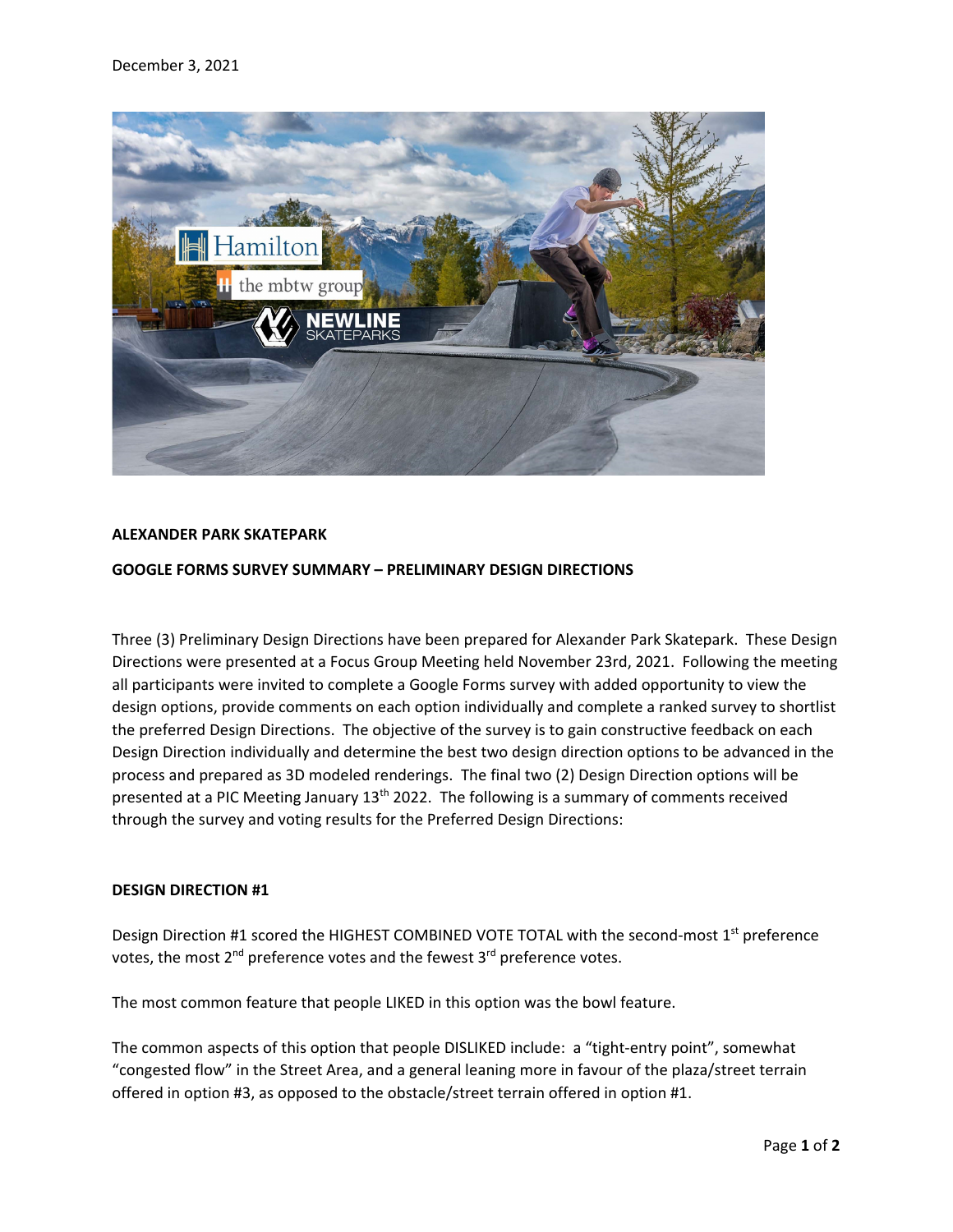December 3, 2021

**ALEXANDER PARK SKATEPARK**

**GOOGLE FORMS SURVEY SUMMARY – PRELIMINARY DESIGN DIRECTIONS**

Three (3) Preliminary Design Directions have been prepared for Alexander Park Skatepark. These Design Directions were presented at a Focus Group Meeting held November 23rd, 2021. Following the meeting all participants were invited to complete a Google Forms survey with added opportunity to view the design options, provide comments on each option individually and complete a ranked survey to shortlist the preferred Design Directions. The objective of the survey is to gain constructive feedback on each Design Direction individually and determine the best two design direction options to be advanced in the process and prepared as 3D modeled renderings. The final two (2) Design Direction options will be presented at a PIC Meeting January 13th 2022. The following is a summary of comments received through the survey and voting results for the Preferred Design Directions:

**DESIGN DIRECTION #1**

Design Direction #1 scored the HIGHEST COMBINED VOTE TOTAL with the second-most 1st preference votes, the most 2nd preference votes and the fewest 3rd preference votes.

The most common feature that people LIKED in this option was the bowl feature.

The common aspects of this option that people DISLIKED include: a "tight-entry point", somewhat "congested flow" in the Street Area, and a general leaning more in favour of the plaza/street terrain offered in option #3, as opposed to the obstacle/street terrain offered in option #1.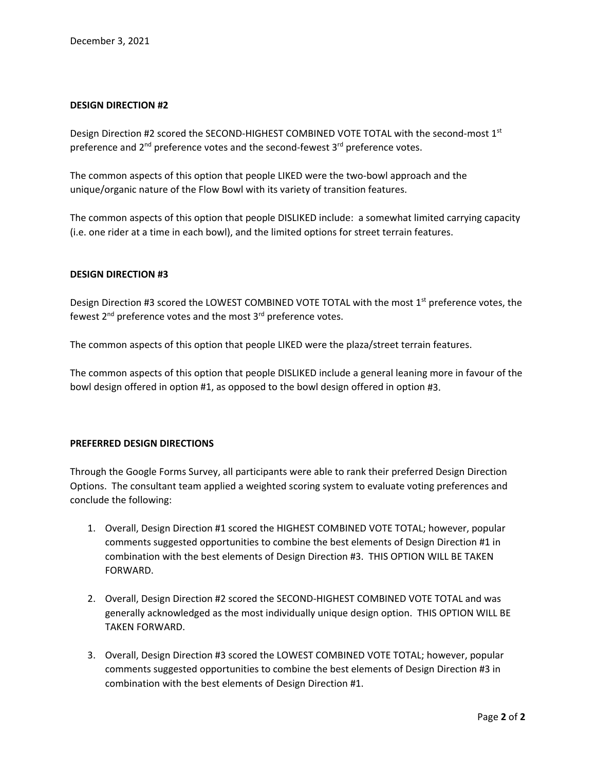December 3, 2021

**DESIGN DIRECTION #2**

Design Direction #2 scored the SECOND-HIGHEST COMBINED VOTE TOTAL with the second-most 1st preference and 2nd preference votes and the second-fewest 3rd preference votes.

The common aspects of this option that people LIKED were the two-bowl approach and the unique/organic nature of the Flow Bowl with its variety of transition features.

The common aspects of this option that people DISLIKED include: a somewhat limited carrying capacity (i.e. one rider at a time in each bowl), and the limited options for street terrain features.

**DESIGN DIRECTION #3**

Design Direction #3 scored the LOWEST COMBINED VOTE TOTAL with the most 1st preference votes, the fewest 2nd preference votes and the most 3rd preference votes.

The common aspects of this option that people LIKED were the plaza/street terrain features.

The common aspects of this option that people DISLIKED include a general leaning more in favour of the bowl design offered in option #1, as opposed to the bowl design offered in option #3.

**PREFERRED DESIGN DIRECTIONS**

Through the Google Forms Survey, all participants were able to rank their preferred Design Direction Options. The consultant team applied a weighted scoring system to evaluate voting preferences and conclude the following:

1. Overall, Design Direction #1 scored the HIGHEST COMBINED VOTE TOTAL; however, popular comments suggested opportunities to combine the best elements of Design Direction #1 in combination with the best elements of Design Direction #3. THIS OPTION WILL BE TAKEN FORWARD.

2. Overall, Design Direction #2 scored the SECOND-HIGHEST COMBINED VOTE TOTAL and was generally acknowledged as the most individually unique design option. THIS OPTION WILL BE TAKEN FORWARD.

3. Overall, Design Direction #3 scored the LOWEST COMBINED VOTE TOTAL; however, popular comments suggested opportunities to combine the best elements of Design Direction #3 in combination with the best elements of Design Direction #1.